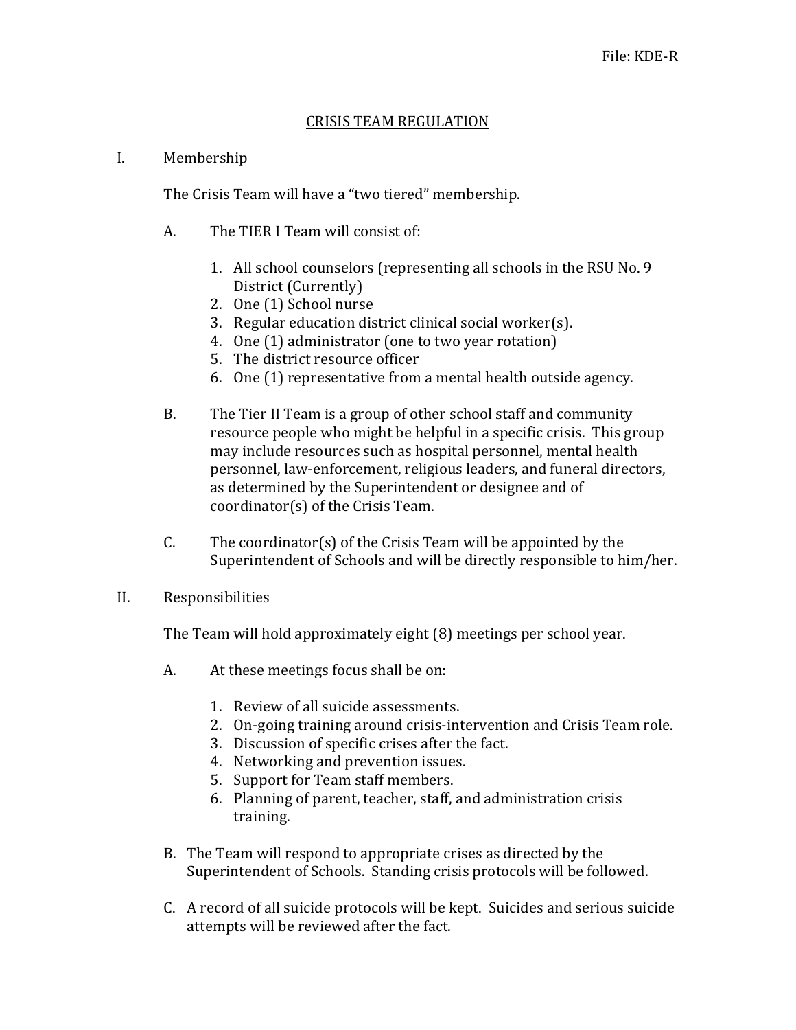File: KDE-R

# CRISIS TEAM REGULATION

## I. Membership

The Crisis Team will have a "two tiered" membership.

A. The TIER I Team will consist of:

1. All school counselors (representing all schools in the RSU No. 9 District (Currently)
2. One (1) School nurse
3. Regular education district clinical social worker(s).
4. One (1) administrator (one to two year rotation)
5. The district resource officer
6. One (1) representative from a mental health outside agency.

B. The Tier II Team is a group of other school staff and community resource people who might be helpful in a specific crisis. This group may include resources such as hospital personnel, mental health personnel, law-enforcement, religious leaders, and funeral directors, as determined by the Superintendent or designee and of coordinator(s) of the Crisis Team.

C. The coordinator(s) of the Crisis Team will be appointed by the Superintendent of Schools and will be directly responsible to him/her.

## II. Responsibilities

The Team will hold approximately eight (8) meetings per school year.

A. At these meetings focus shall be on:

1. Review of all suicide assessments.
2. On-going training around crisis-intervention and Crisis Team role.
3. Discussion of specific crises after the fact.
4. Networking and prevention issues.
5. Support for Team staff members.
6. Planning of parent, teacher, staff, and administration crisis training.

B. The Team will respond to appropriate crises as directed by the Superintendent of Schools. Standing crisis protocols will be followed.

C. A record of all suicide protocols will be kept. Suicides and serious suicide attempts will be reviewed after the fact.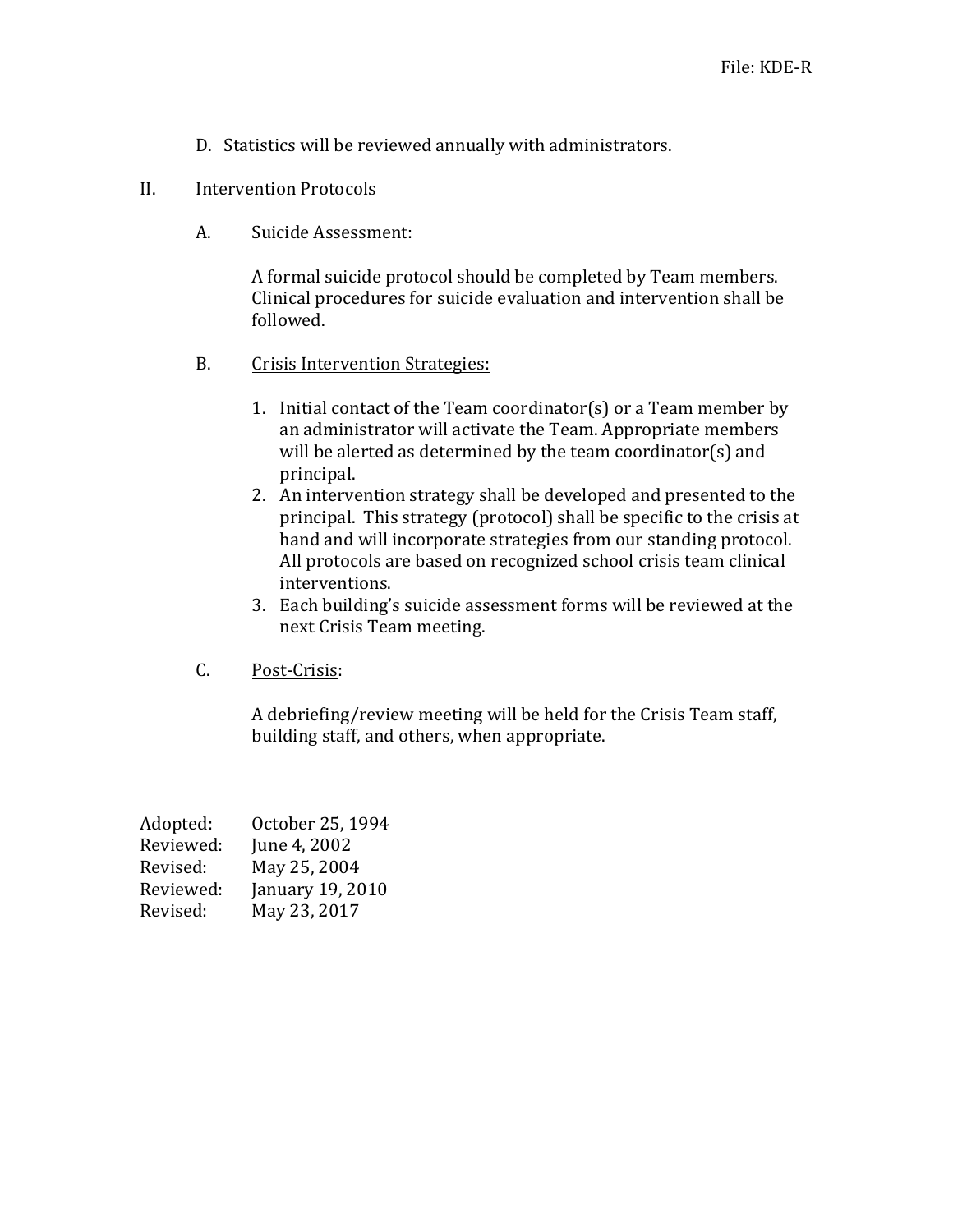D. Statistics will be reviewed annually with administrators.

II. Intervention Protocols

A. <u>Suicide Assessment:</u>

A formal suicide protocol should be completed by Team members. Clinical procedures for suicide evaluation and intervention shall be followed.

B. <u>Crisis Intervention Strategies:</u>

1. Initial contact of the Team coordinator(s) or a Team member by an administrator will activate the Team. Appropriate members will be alerted as determined by the team coordinator(s) and principal.
2. An intervention strategy shall be developed and presented to the principal. This strategy (protocol) shall be specific to the crisis at hand and will incorporate strategies from our standing protocol. All protocols are based on recognized school crisis team clinical interventions.
3. Each building's suicide assessment forms will be reviewed at the next Crisis Team meeting.

C. <u>Post-Crisis</u>:

A debriefing/review meeting will be held for the Crisis Team staff, building staff, and others, when appropriate.

| | |
|---|---|
| Adopted: | October 25, 1994 |
| Reviewed: | June 4, 2002 |
| Revised: | May 25, 2004 |
| Reviewed: | January 19, 2010 |
| Revised: | May 23, 2017 |